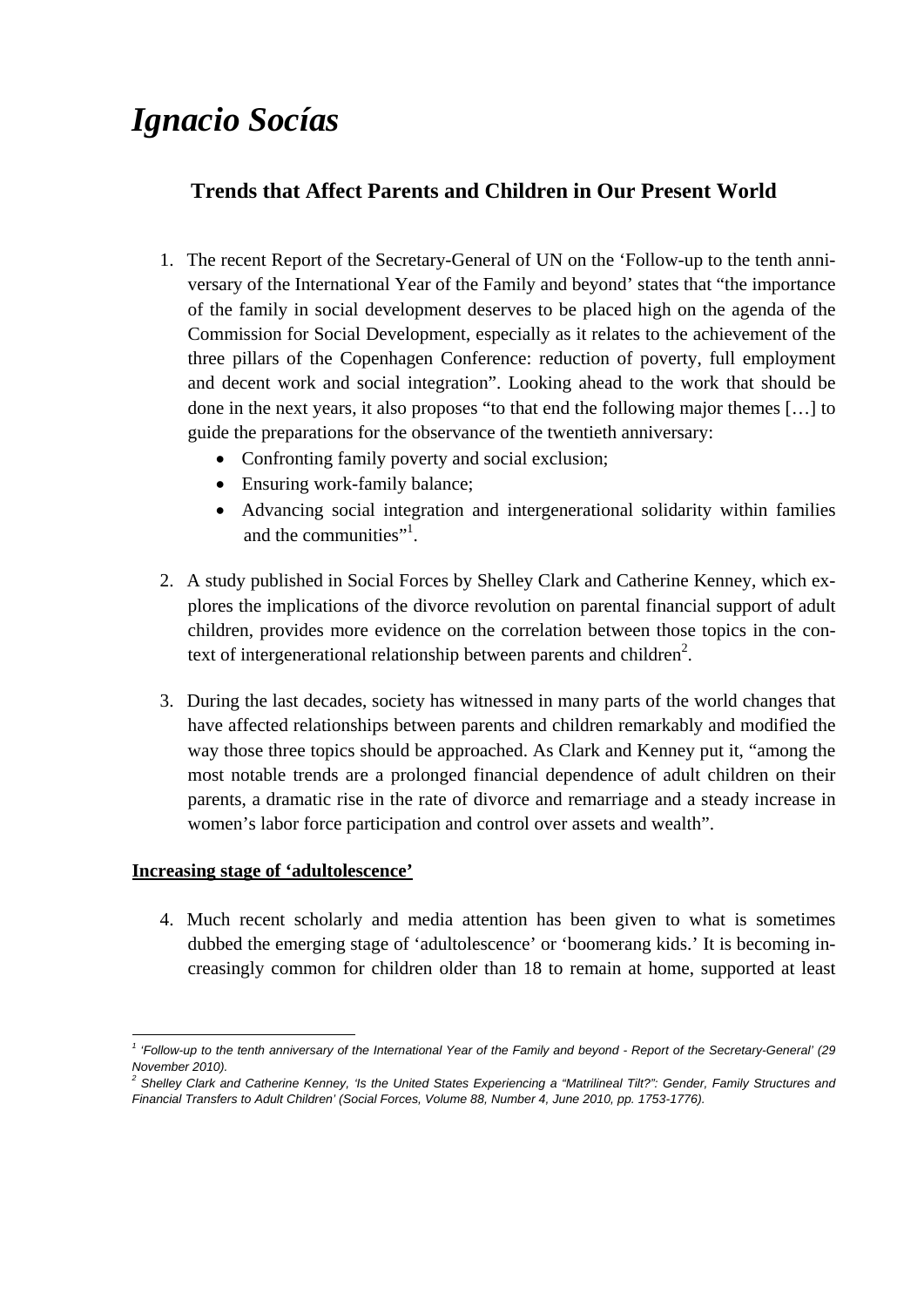# *Ignacio Socías*

## Trends that Affect Parents and Children in Our Present World

1. The recent Report of the Secretary-General of UN on the 'Follow-up to the tenth anniversary of the International Year of the Family and beyond' states that "the importance of the family in social development deserves to be placed high on the agenda of the Commission for Social Development, especially as it relates to the achievement of the three pillars of the Copenhagen Conference: reduction of poverty, full employment and decent work and social integration". Looking ahead to the work that should be done in the next years, it also proposes "to that end the following major themes […] to guide the preparations for the observance of the twentieth anniversary:
   - Confronting family poverty and social exclusion;
   - Ensuring work-family balance;
   - Advancing social integration and intergenerational solidarity within families and the communities"[1].

2. A study published in Social Forces by Shelley Clark and Catherine Kenney, which explores the implications of the divorce revolution on parental financial support of adult children, provides more evidence on the correlation between those topics in the context of intergenerational relationship between parents and children[2].

3. During the last decades, society has witnessed in many parts of the world changes that have affected relationships between parents and children remarkably and modified the way those three topics should be approached. As Clark and Kenney put it, "among the most notable trends are a prolonged financial dependence of adult children on their parents, a dramatic rise in the rate of divorce and remarriage and a steady increase in women's labor force participation and control over assets and wealth".

**Increasing stage of 'adultolescence'**

4. Much recent scholarly and media attention has been given to what is sometimes dubbed the emerging stage of 'adultolescence' or 'boomerang kids.' It is becoming increasingly common for children older than 18 to remain at home, supported at least

---

[1] *'Follow-up to the tenth anniversary of the International Year of the Family and beyond - Report of the Secretary-General' (29 November 2010).*

[2] *Shelley Clark and Catherine Kenney, 'Is the United States Experiencing a "Matrilineal Tilt?": Gender, Family Structures and Financial Transfers to Adult Children' (Social Forces, Volume 88, Number 4, June 2010, pp. 1753-1776).*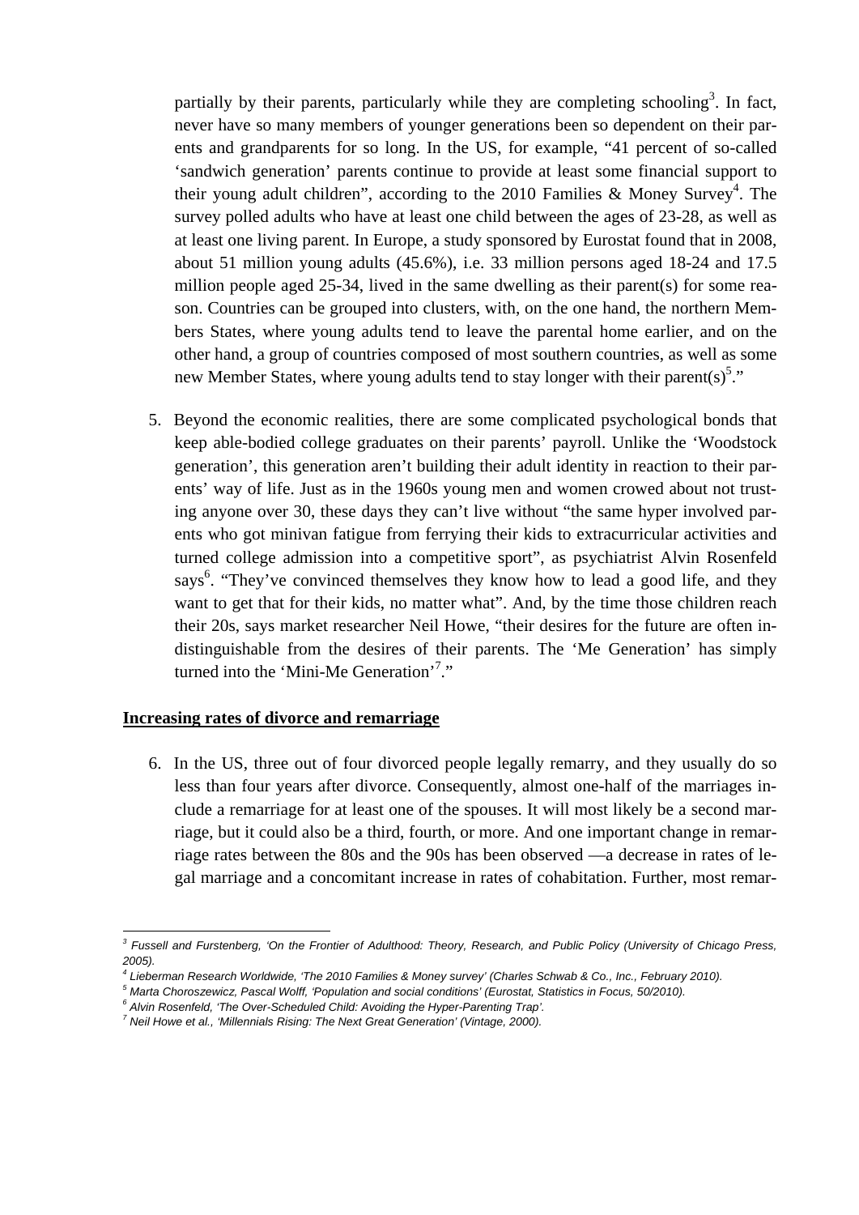partially by their parents, particularly while they are completing schooling[3]. In fact, never have so many members of younger generations been so dependent on their parents and grandparents for so long. In the US, for example, "41 percent of so-called 'sandwich generation' parents continue to provide at least some financial support to their young adult children", according to the 2010 Families & Money Survey[4]. The survey polled adults who have at least one child between the ages of 23-28, as well as at least one living parent. In Europe, a study sponsored by Eurostat found that in 2008, about 51 million young adults (45.6%), i.e. 33 million persons aged 18-24 and 17.5 million people aged 25-34, lived in the same dwelling as their parent(s) for some reason. Countries can be grouped into clusters, with, on the one hand, the northern Members States, where young adults tend to leave the parental home earlier, and on the other hand, a group of countries composed of most southern countries, as well as some new Member States, where young adults tend to stay longer with their parent(s)[5]."

5. Beyond the economic realities, there are some complicated psychological bonds that keep able-bodied college graduates on their parents' payroll. Unlike the 'Woodstock generation', this generation aren't building their adult identity in reaction to their parents' way of life. Just as in the 1960s young men and women crowed about not trusting anyone over 30, these days they can't live without "the same hyper involved parents who got minivan fatigue from ferrying their kids to extracurricular activities and turned college admission into a competitive sport", as psychiatrist Alvin Rosenfeld says[6]. "They've convinced themselves they know how to lead a good life, and they want to get that for their kids, no matter what". And, by the time those children reach their 20s, says market researcher Neil Howe, "their desires for the future are often indistinguishable from the desires of their parents. The 'Me Generation' has simply turned into the 'Mini-Me Generation'[7]."

**Increasing rates of divorce and remarriage**

6. In the US, three out of four divorced people legally remarry, and they usually do so less than four years after divorce. Consequently, almost one-half of the marriages include a remarriage for at least one of the spouses. It will most likely be a second marriage, but it could also be a third, fourth, or more. And one important change in remarriage rates between the 80s and the 90s has been observed —a decrease in rates of legal marriage and a concomitant increase in rates of cohabitation. Further, most remar-

---

[3] *Fussell and Furstenberg, 'On the Frontier of Adulthood: Theory, Research, and Public Policy (University of Chicago Press, 2005).*

[4] *Lieberman Research Worldwide, 'The 2010 Families & Money survey' (Charles Schwab & Co., Inc., February 2010).*

[5] *Marta Choroszewicz, Pascal Wolff, 'Population and social conditions' (Eurostat, Statistics in Focus, 50/2010).*

[6] *Alvin Rosenfeld, 'The Over-Scheduled Child: Avoiding the Hyper-Parenting Trap'.*

[7] *Neil Howe et al., 'Millennials Rising: The Next Great Generation' (Vintage, 2000).*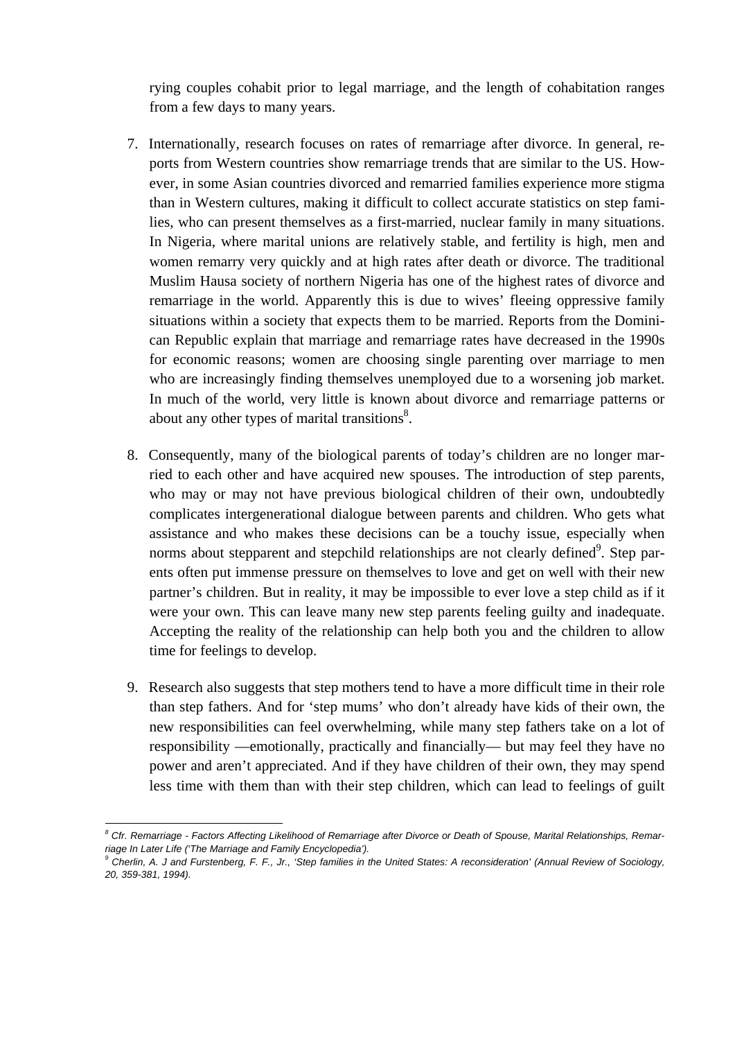rying couples cohabit prior to legal marriage, and the length of cohabitation ranges from a few days to many years.

7. Internationally, research focuses on rates of remarriage after divorce. In general, reports from Western countries show remarriage trends that are similar to the US. However, in some Asian countries divorced and remarried families experience more stigma than in Western cultures, making it difficult to collect accurate statistics on step families, who can present themselves as a first-married, nuclear family in many situations. In Nigeria, where marital unions are relatively stable, and fertility is high, men and women remarry very quickly and at high rates after death or divorce. The traditional Muslim Hausa society of northern Nigeria has one of the highest rates of divorce and remarriage in the world. Apparently this is due to wives' fleeing oppressive family situations within a society that expects them to be married. Reports from the Dominican Republic explain that marriage and remarriage rates have decreased in the 1990s for economic reasons; women are choosing single parenting over marriage to men who are increasingly finding themselves unemployed due to a worsening job market. In much of the world, very little is known about divorce and remarriage patterns or about any other types of marital transitions[8].

8. Consequently, many of the biological parents of today's children are no longer married to each other and have acquired new spouses. The introduction of step parents, who may or may not have previous biological children of their own, undoubtedly complicates intergenerational dialogue between parents and children. Who gets what assistance and who makes these decisions can be a touchy issue, especially when norms about stepparent and stepchild relationships are not clearly defined[9]. Step parents often put immense pressure on themselves to love and get on well with their new partner's children. But in reality, it may be impossible to ever love a step child as if it were your own. This can leave many new step parents feeling guilty and inadequate. Accepting the reality of the relationship can help both you and the children to allow time for feelings to develop.

9. Research also suggests that step mothers tend to have a more difficult time in their role than step fathers. And for 'step mums' who don't already have kids of their own, the new responsibilities can feel overwhelming, while many step fathers take on a lot of responsibility —emotionally, practically and financially— but may feel they have no power and aren't appreciated. And if they have children of their own, they may spend less time with them than with their step children, which can lead to feelings of guilt

---

[8] *Cfr. Remarriage - Factors Affecting Likelihood of Remarriage after Divorce or Death of Spouse, Marital Relationships, Remarriage In Later Life ('The Marriage and Family Encyclopedia').*

[9] *Cherlin, A. J and Furstenberg, F. F., Jr., 'Step families in the United States: A reconsideration' (Annual Review of Sociology, 20, 359-381, 1994).*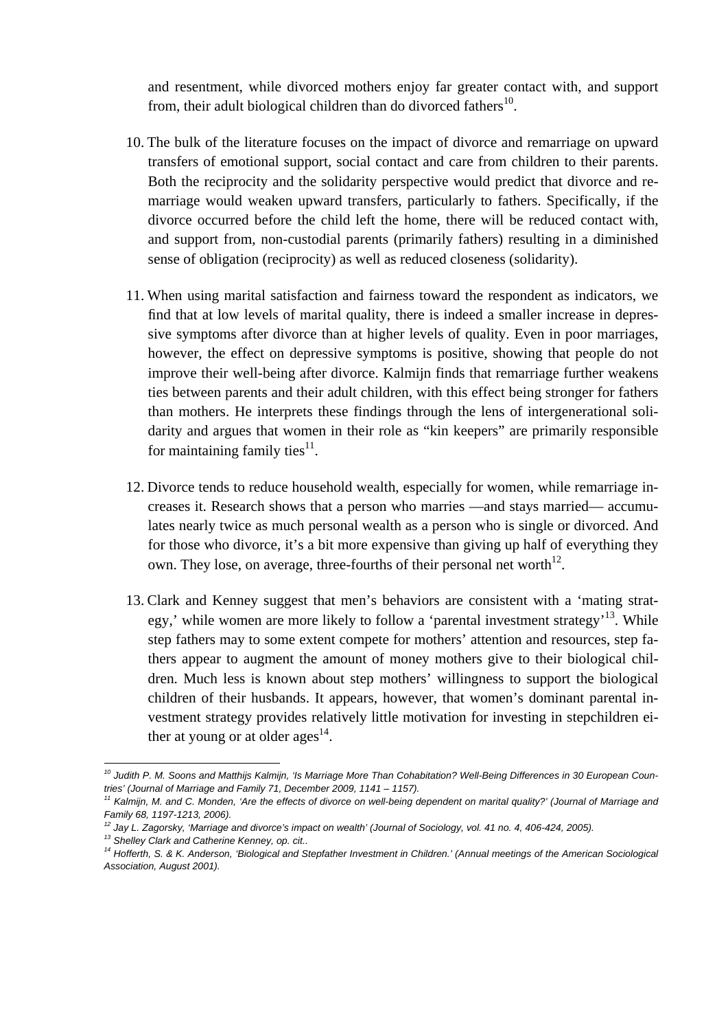and resentment, while divorced mothers enjoy far greater contact with, and support from, their adult biological children than do divorced fathers[10].

10. The bulk of the literature focuses on the impact of divorce and remarriage on upward transfers of emotional support, social contact and care from children to their parents. Both the reciprocity and the solidarity perspective would predict that divorce and remarriage would weaken upward transfers, particularly to fathers. Specifically, if the divorce occurred before the child left the home, there will be reduced contact with, and support from, non-custodial parents (primarily fathers) resulting in a diminished sense of obligation (reciprocity) as well as reduced closeness (solidarity).

11. When using marital satisfaction and fairness toward the respondent as indicators, we find that at low levels of marital quality, there is indeed a smaller increase in depressive symptoms after divorce than at higher levels of quality. Even in poor marriages, however, the effect on depressive symptoms is positive, showing that people do not improve their well-being after divorce. Kalmijn finds that remarriage further weakens ties between parents and their adult children, with this effect being stronger for fathers than mothers. He interprets these findings through the lens of intergenerational solidarity and argues that women in their role as "kin keepers" are primarily responsible for maintaining family ties[11].

12. Divorce tends to reduce household wealth, especially for women, while remarriage increases it. Research shows that a person who marries —and stays married— accumulates nearly twice as much personal wealth as a person who is single or divorced. And for those who divorce, it's a bit more expensive than giving up half of everything they own. They lose, on average, three-fourths of their personal net worth[12].

13. Clark and Kenney suggest that men's behaviors are consistent with a 'mating strategy,' while women are more likely to follow a 'parental investment strategy'[13]. While step fathers may to some extent compete for mothers' attention and resources, step fathers appear to augment the amount of money mothers give to their biological children. Much less is known about step mothers' willingness to support the biological children of their husbands. It appears, however, that women's dominant parental investment strategy provides relatively little motivation for investing in stepchildren either at young or at older ages[14].

---

[10] *Judith P. M. Soons and Matthijs Kalmijn, 'Is Marriage More Than Cohabitation? Well-Being Differences in 30 European Countries' (Journal of Marriage and Family 71, December 2009, 1141 – 1157).*

[11] *Kalmijn, M. and C. Monden, 'Are the effects of divorce on well-being dependent on marital quality?' (Journal of Marriage and Family 68, 1197-1213, 2006).*

[12] *Jay L. Zagorsky, 'Marriage and divorce's impact on wealth' (Journal of Sociology, vol. 41 no. 4, 406-424, 2005).*

[13] *Shelley Clark and Catherine Kenney, op. cit..*

[14] *Hofferth, S. & K. Anderson, 'Biological and Stepfather Investment in Children.' (Annual meetings of the American Sociological Association, August 2001).*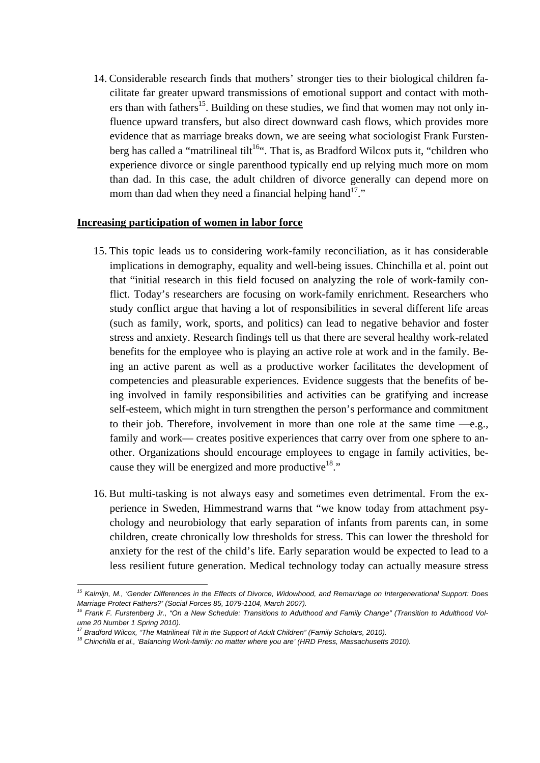14. Considerable research finds that mothers' stronger ties to their biological children facilitate far greater upward transmissions of emotional support and contact with mothers than with fathers[15]. Building on these studies, we find that women may not only influence upward transfers, but also direct downward cash flows, which provides more evidence that as marriage breaks down, we are seeing what sociologist Frank Furstenberg has called a "matrilineal tilt[16]". That is, as Bradford Wilcox puts it, "children who experience divorce or single parenthood typically end up relying much more on mom than dad. In this case, the adult children of divorce generally can depend more on mom than dad when they need a financial helping hand[17]."

**Increasing participation of women in labor force**

15. This topic leads us to considering work-family reconciliation, as it has considerable implications in demography, equality and well-being issues. Chinchilla et al. point out that "initial research in this field focused on analyzing the role of work-family conflict. Today's researchers are focusing on work-family enrichment. Researchers who study conflict argue that having a lot of responsibilities in several different life areas (such as family, work, sports, and politics) can lead to negative behavior and foster stress and anxiety. Research findings tell us that there are several healthy work-related benefits for the employee who is playing an active role at work and in the family. Being an active parent as well as a productive worker facilitates the development of competencies and pleasurable experiences. Evidence suggests that the benefits of being involved in family responsibilities and activities can be gratifying and increase self-esteem, which might in turn strengthen the person's performance and commitment to their job. Therefore, involvement in more than one role at the same time —e.g., family and work— creates positive experiences that carry over from one sphere to another. Organizations should encourage employees to engage in family activities, because they will be energized and more productive[18]."

16. But multi-tasking is not always easy and sometimes even detrimental. From the experience in Sweden, Himmestrand warns that "we know today from attachment psychology and neurobiology that early separation of infants from parents can, in some children, create chronically low thresholds for stress. This can lower the threshold for anxiety for the rest of the child's life. Early separation would be expected to lead to a less resilient future generation. Medical technology today can actually measure stress

---

*[15] Kalmijn, M., 'Gender Differences in the Effects of Divorce, Widowhood, and Remarriage on Intergenerational Support: Does Marriage Protect Fathers?' (Social Forces 85, 1079-1104, March 2007).*

*[16] Frank F. Furstenberg Jr., "On a New Schedule: Transitions to Adulthood and Family Change" (Transition to Adulthood Volume 20 Number 1 Spring 2010).*

*[17] Bradford Wilcox, "The Matrilineal Tilt in the Support of Adult Children" (Family Scholars, 2010).*

*[18] Chinchilla et al., 'Balancing Work-family: no matter where you are' (HRD Press, Massachusetts 2010).*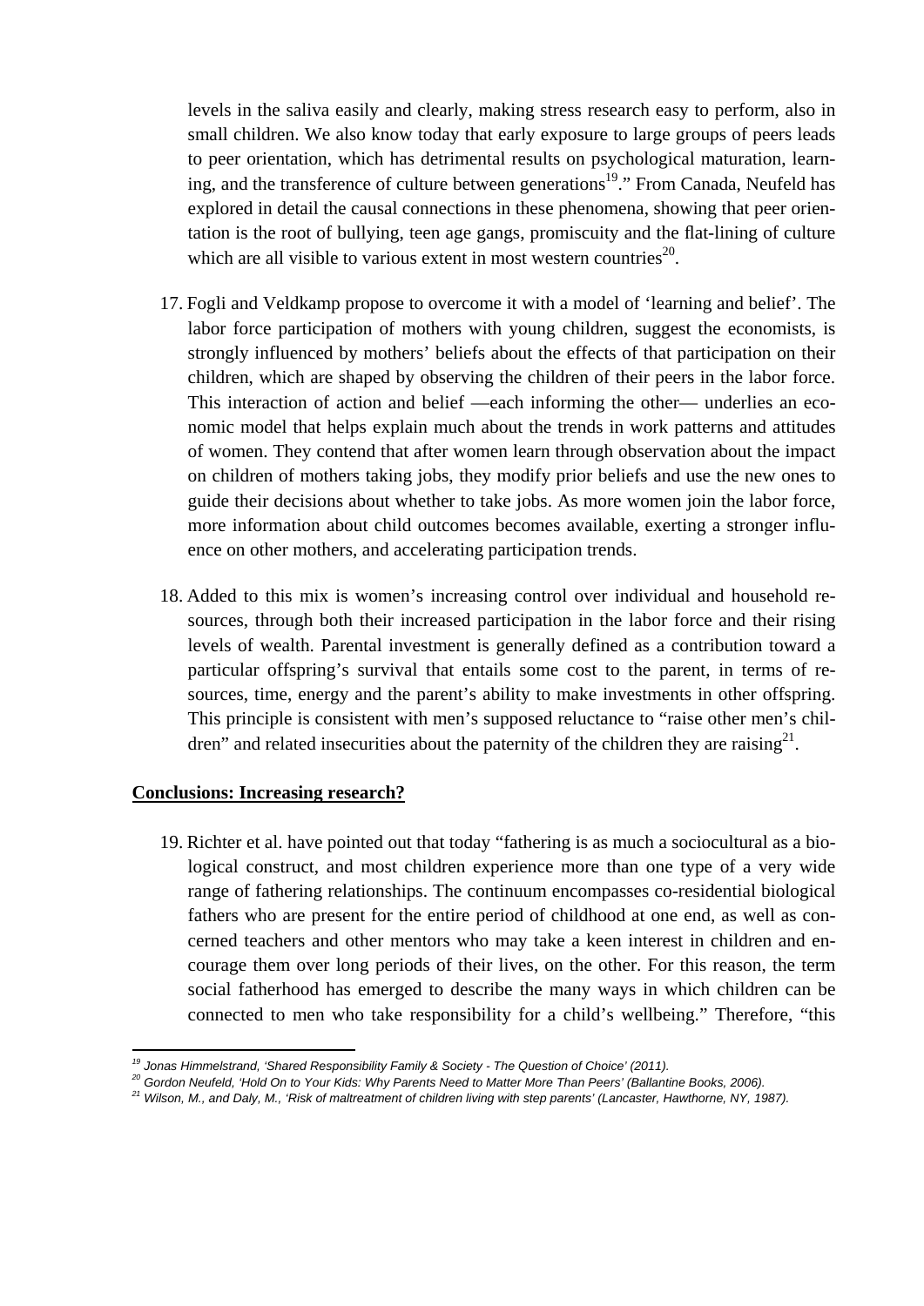levels in the saliva easily and clearly, making stress research easy to perform, also in small children. We also know today that early exposure to large groups of peers leads to peer orientation, which has detrimental results on psychological maturation, learning, and the transference of culture between generations[19]." From Canada, Neufeld has explored in detail the causal connections in these phenomena, showing that peer orientation is the root of bullying, teen age gangs, promiscuity and the flat-lining of culture which are all visible to various extent in most western countries[20].

17. Fogli and Veldkamp propose to overcome it with a model of 'learning and belief'. The labor force participation of mothers with young children, suggest the economists, is strongly influenced by mothers' beliefs about the effects of that participation on their children, which are shaped by observing the children of their peers in the labor force. This interaction of action and belief —each informing the other— underlies an economic model that helps explain much about the trends in work patterns and attitudes of women. They contend that after women learn through observation about the impact on children of mothers taking jobs, they modify prior beliefs and use the new ones to guide their decisions about whether to take jobs. As more women join the labor force, more information about child outcomes becomes available, exerting a stronger influence on other mothers, and accelerating participation trends.

18. Added to this mix is women's increasing control over individual and household resources, through both their increased participation in the labor force and their rising levels of wealth. Parental investment is generally defined as a contribution toward a particular offspring's survival that entails some cost to the parent, in terms of resources, time, energy and the parent's ability to make investments in other offspring. This principle is consistent with men's supposed reluctance to "raise other men's children" and related insecurities about the paternity of the children they are raising[21].

**<u>Conclusions: Increasing research?</u>**

19. Richter et al. have pointed out that today "fathering is as much a sociocultural as a biological construct, and most children experience more than one type of a very wide range of fathering relationships. The continuum encompasses co-residential biological fathers who are present for the entire period of childhood at one end, as well as concerned teachers and other mentors who may take a keen interest in children and encourage them over long periods of their lives, on the other. For this reason, the term social fatherhood has emerged to describe the many ways in which children can be connected to men who take responsibility for a child's wellbeing." Therefore, "this

---

[19] *Jonas Himmelstrand, 'Shared Responsibility Family & Society - The Question of Choice' (2011).*

[20] *Gordon Neufeld, 'Hold On to Your Kids: Why Parents Need to Matter More Than Peers' (Ballantine Books, 2006).*

[21] *Wilson, M., and Daly, M., 'Risk of maltreatment of children living with step parents' (Lancaster, Hawthorne, NY, 1987).*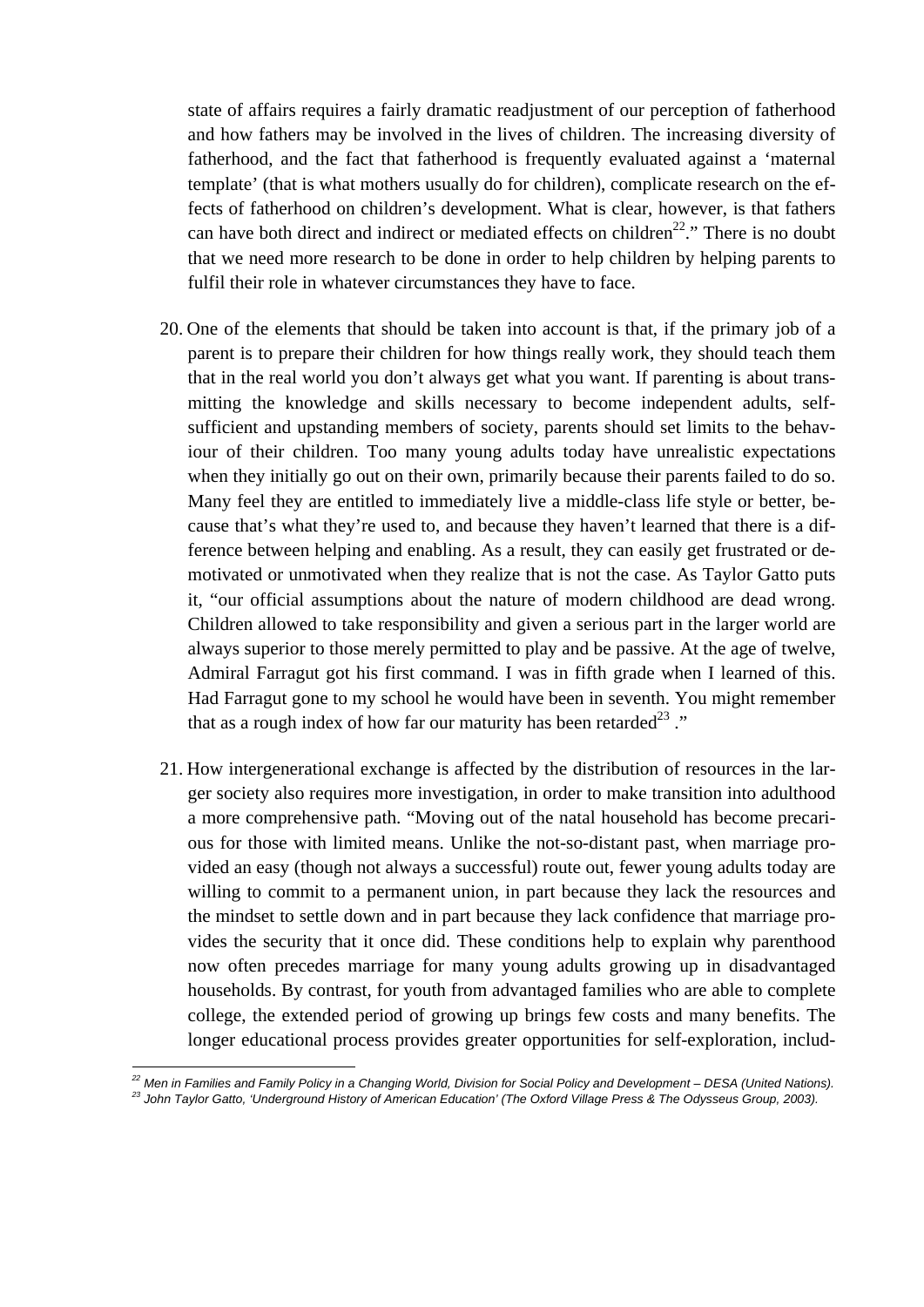state of affairs requires a fairly dramatic readjustment of our perception of fatherhood and how fathers may be involved in the lives of children. The increasing diversity of fatherhood, and the fact that fatherhood is frequently evaluated against a 'maternal template' (that is what mothers usually do for children), complicate research on the effects of fatherhood on children's development. What is clear, however, is that fathers can have both direct and indirect or mediated effects on children[22]." There is no doubt that we need more research to be done in order to help children by helping parents to fulfil their role in whatever circumstances they have to face.

20. One of the elements that should be taken into account is that, if the primary job of a parent is to prepare their children for how things really work, they should teach them that in the real world you don't always get what you want. If parenting is about transmitting the knowledge and skills necessary to become independent adults, self-sufficient and upstanding members of society, parents should set limits to the behaviour of their children. Too many young adults today have unrealistic expectations when they initially go out on their own, primarily because their parents failed to do so. Many feel they are entitled to immediately live a middle-class life style or better, because that's what they're used to, and because they haven't learned that there is a difference between helping and enabling. As a result, they can easily get frustrated or demotivated or unmotivated when they realize that is not the case. As Taylor Gatto puts it, "our official assumptions about the nature of modern childhood are dead wrong. Children allowed to take responsibility and given a serious part in the larger world are always superior to those merely permitted to play and be passive. At the age of twelve, Admiral Farragut got his first command. I was in fifth grade when I learned of this. Had Farragut gone to my school he would have been in seventh. You might remember that as a rough index of how far our maturity has been retarded[23] ."

21. How intergenerational exchange is affected by the distribution of resources in the larger society also requires more investigation, in order to make transition into adulthood a more comprehensive path. "Moving out of the natal household has become precarious for those with limited means. Unlike the not-so-distant past, when marriage provided an easy (though not always a successful) route out, fewer young adults today are willing to commit to a permanent union, in part because they lack the resources and the mindset to settle down and in part because they lack confidence that marriage provides the security that it once did. These conditions help to explain why parenthood now often precedes marriage for many young adults growing up in disadvantaged households. By contrast, for youth from advantaged families who are able to complete college, the extended period of growing up brings few costs and many benefits. The longer educational process provides greater opportunities for self-exploration, includ-

---

[22] *Men in Families and Family Policy in a Changing World, Division for Social Policy and Development – DESA (United Nations).*

[23] *John Taylor Gatto, 'Underground History of American Education' (The Oxford Village Press & The Odysseus Group, 2003).*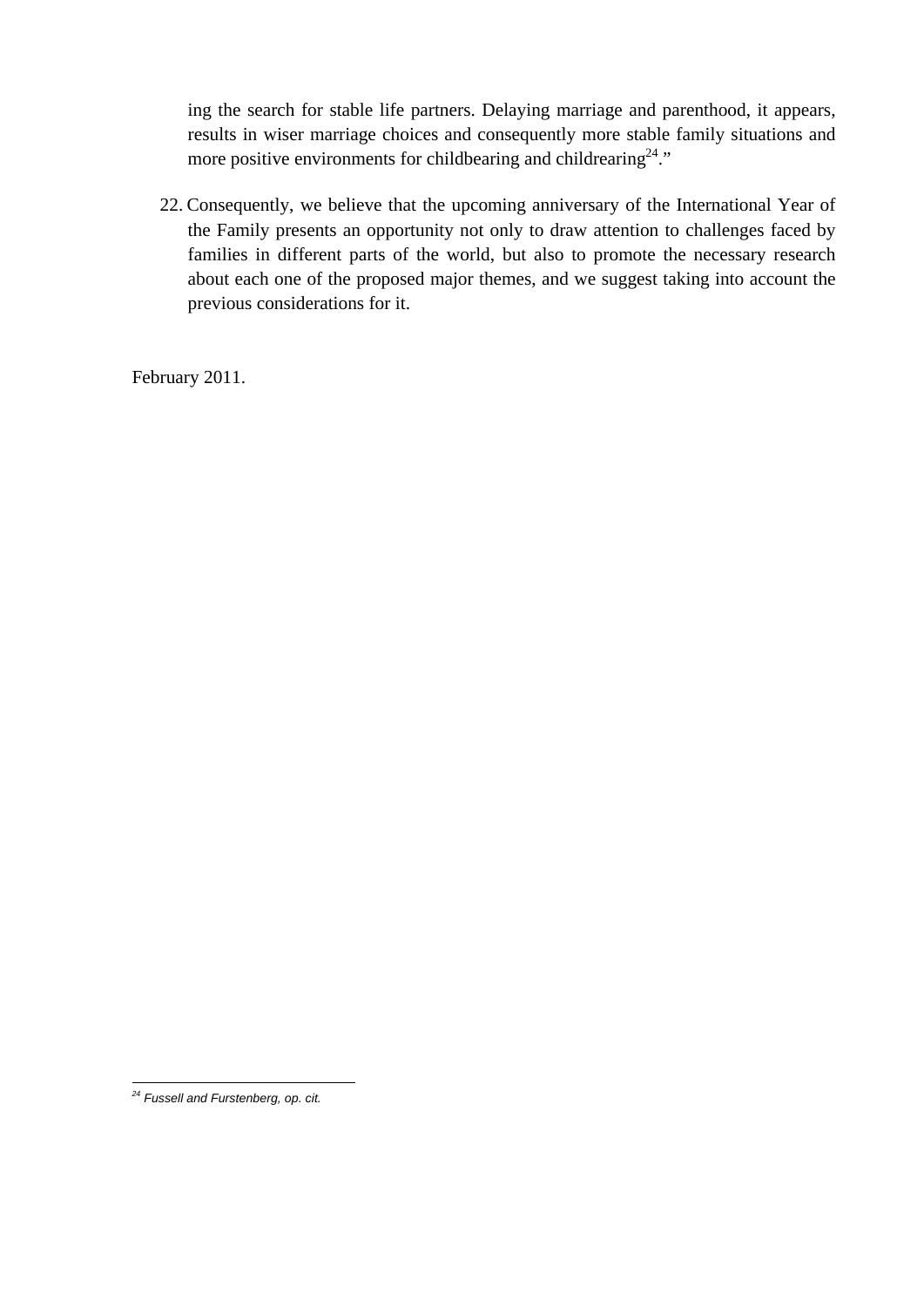ing the search for stable life partners. Delaying marriage and parenthood, it appears, results in wiser marriage choices and consequently more stable family situations and more positive environments for childbearing and childrearing[24]."

22. Consequently, we believe that the upcoming anniversary of the International Year of the Family presents an opportunity not only to draw attention to challenges faced by families in different parts of the world, but also to promote the necessary research about each one of the proposed major themes, and we suggest taking into account the previous considerations for it.

February 2011.

---

[24] *Fussell and Furstenberg, op. cit.*